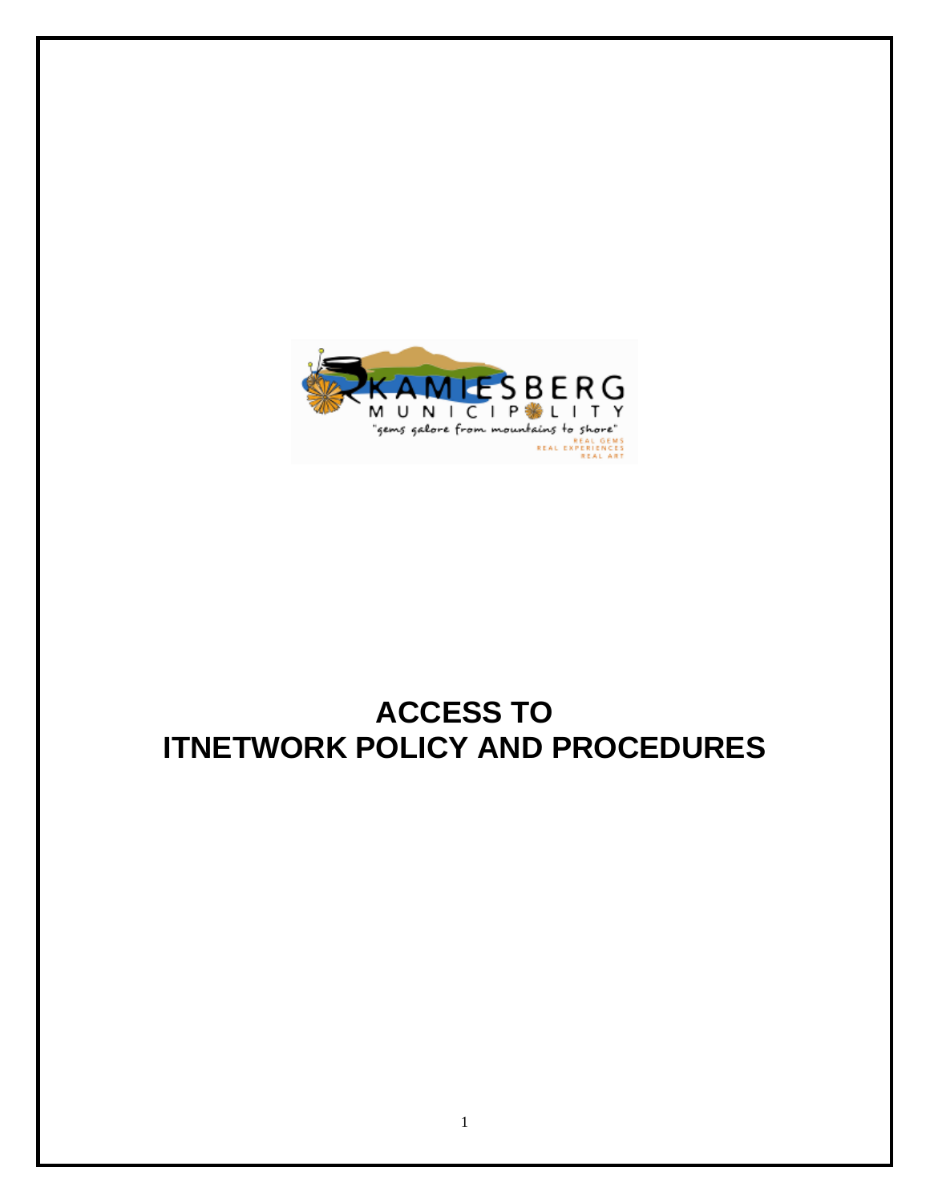# ACCESS TO ITNETWORK POLICY AND PROCEDURES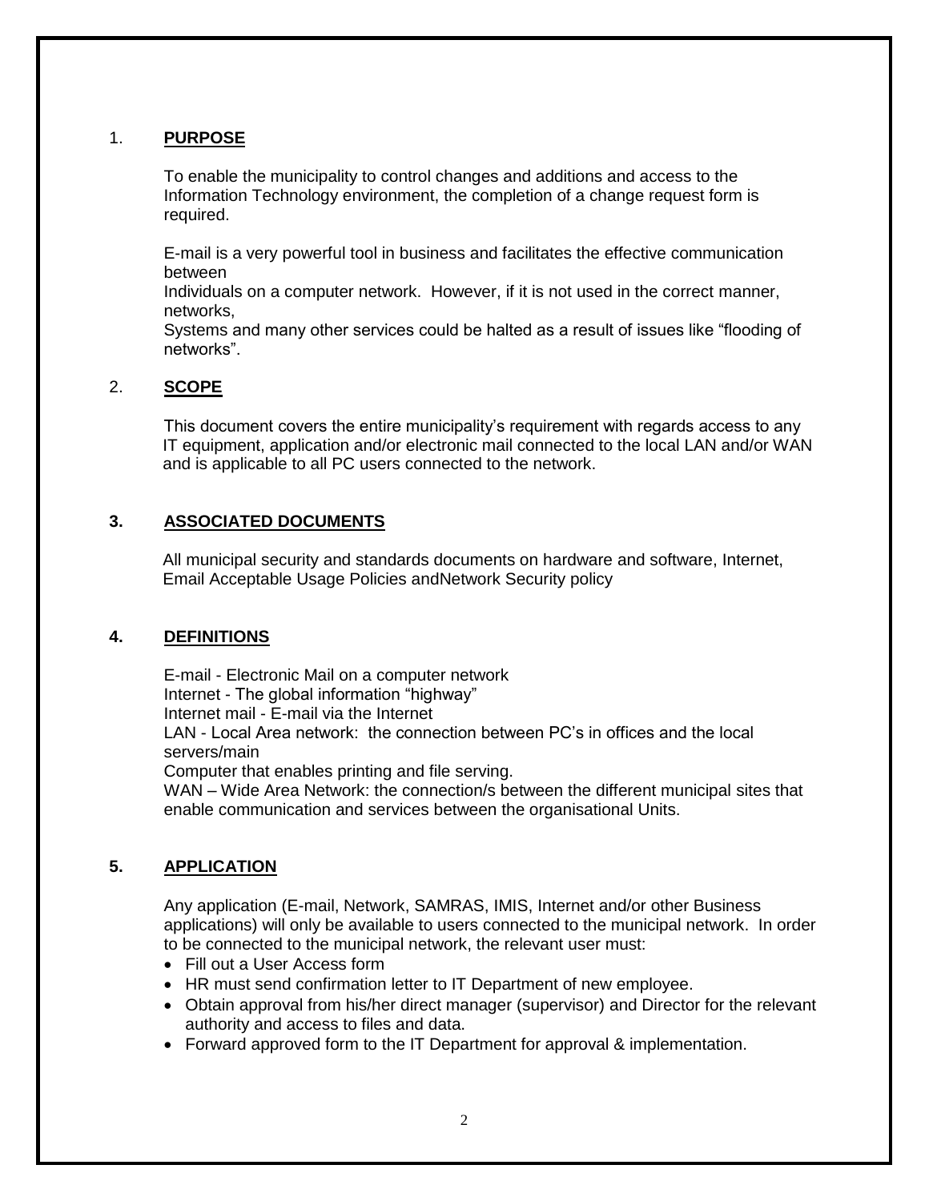## 1. **PURPOSE**

To enable the municipality to control changes and additions and access to the Information Technology environment, the completion of a change request form is required.

E-mail is a very powerful tool in business and facilitates the effective communication between Individuals on a computer network. However, if it is not used in the correct manner, networks, Systems and many other services could be halted as a result of issues like "flooding of networks".

## 2. **SCOPE**

This document covers the entire municipality's requirement with regards access to any IT equipment, application and/or electronic mail connected to the local LAN and/or WAN and is applicable to all PC users connected to the network.

## 3. **ASSOCIATED DOCUMENTS**

All municipal security and standards documents on hardware and software, Internet, Email Acceptable Usage Policies andNetwork Security policy

## 4. **DEFINITIONS**

E-mail - Electronic Mail on a computer network
Internet - The global information "highway"
Internet mail - E-mail via the Internet
LAN - Local Area network: the connection between PC's in offices and the local servers/main Computer that enables printing and file serving.
WAN – Wide Area Network: the connection/s between the different municipal sites that enable communication and services between the organisational Units.

## 5. **APPLICATION**

Any application (E-mail, Network, SAMRAS, IMIS, Internet and/or other Business applications) will only be available to users connected to the municipal network. In order to be connected to the municipal network, the relevant user must:

- Fill out a User Access form
- HR must send confirmation letter to IT Department of new employee.
- Obtain approval from his/her direct manager (supervisor) and Director for the relevant authority and access to files and data.
- Forward approved form to the IT Department for approval & implementation.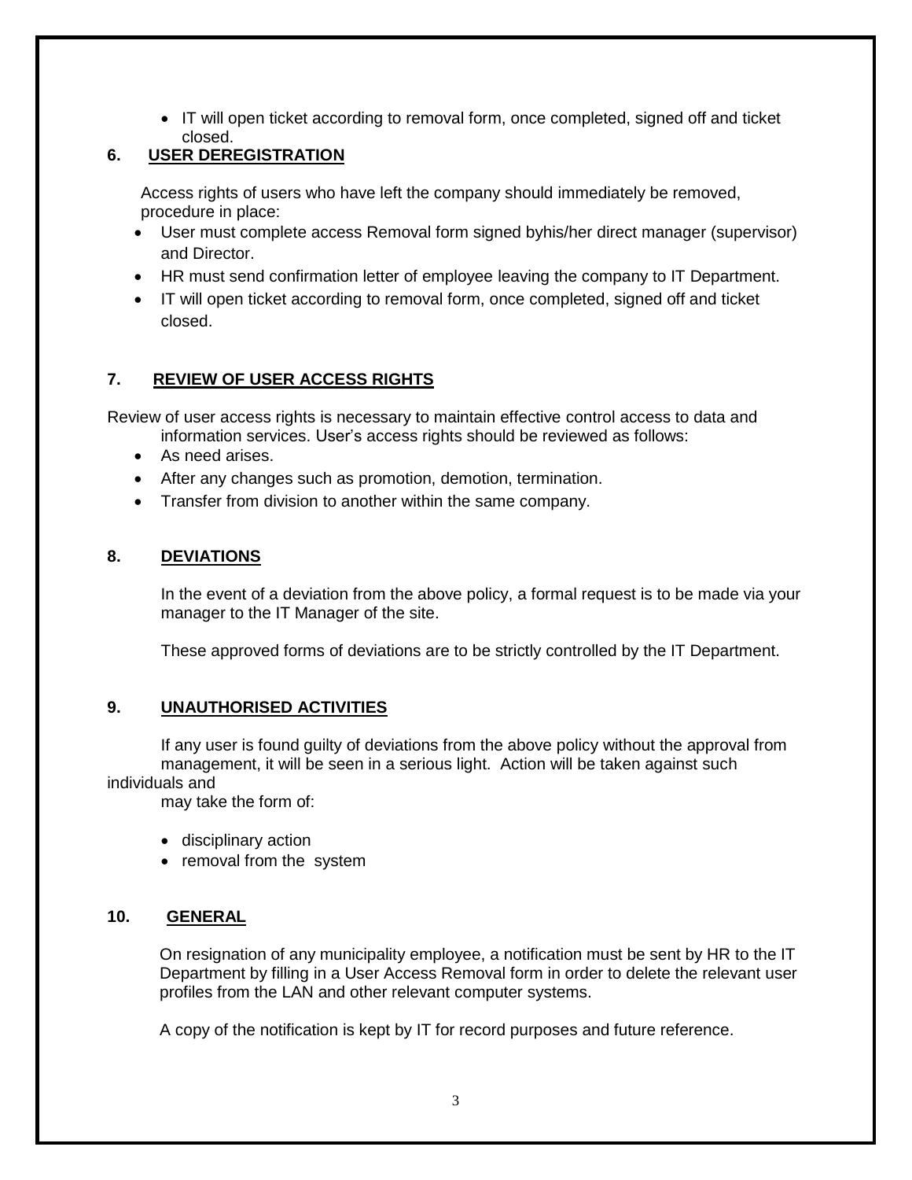- IT will open ticket according to removal form, once completed, signed off and ticket closed.

## 6. USER DEREGISTRATION

Access rights of users who have left the company should immediately be removed, procedure in place:

- User must complete access Removal form signed byhis/her direct manager (supervisor) and Director.
- HR must send confirmation letter of employee leaving the company to IT Department.
- IT will open ticket according to removal form, once completed, signed off and ticket closed.

## 7. REVIEW OF USER ACCESS RIGHTS

Review of user access rights is necessary to maintain effective control access to data and information services. User's access rights should be reviewed as follows:

- As need arises.
- After any changes such as promotion, demotion, termination.
- Transfer from division to another within the same company.

## 8. DEVIATIONS

In the event of a deviation from the above policy, a formal request is to be made via your manager to the IT Manager of the site.

These approved forms of deviations are to be strictly controlled by the IT Department.

## 9. UNAUTHORISED ACTIVITIES

If any user is found guilty of deviations from the above policy without the approval from management, it will be seen in a serious light. Action will be taken against such individuals and may take the form of:

- disciplinary action
- removal from the system

## 10. GENERAL

On resignation of any municipality employee, a notification must be sent by HR to the IT Department by filling in a User Access Removal form in order to delete the relevant user profiles from the LAN and other relevant computer systems.

A copy of the notification is kept by IT for record purposes and future reference.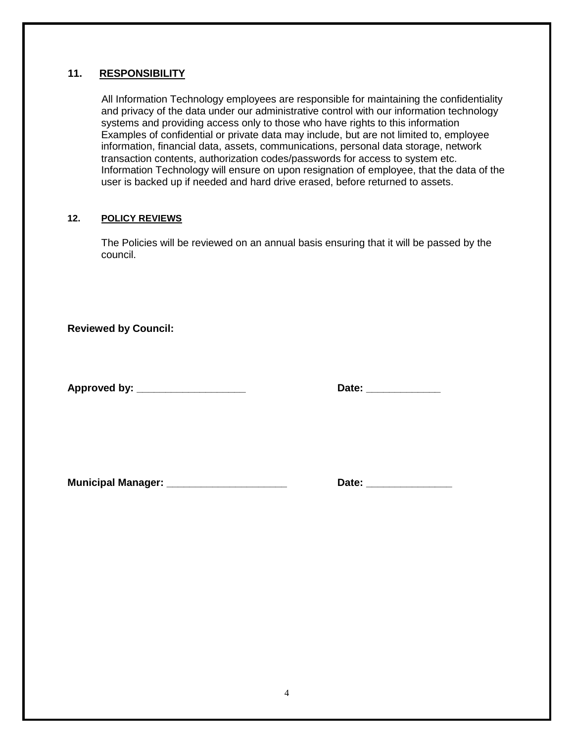## 11. RESPONSIBILITY

All Information Technology employees are responsible for maintaining the confidentiality and privacy of the data under our administrative control with our information technology systems and providing access only to those who have rights to this information Examples of confidential or private data may include, but are not limited to, employee information, financial data, assets, communications, personal data storage, network transaction contents, authorization codes/passwords for access to system etc. Information Technology will ensure on upon resignation of employee, that the data of the user is backed up if needed and hard drive erased, before returned to assets.

## 12. POLICY REVIEWS

The Policies will be reviewed on an annual basis ensuring that it will be passed by the council.

**Reviewed by Council:**

**Approved by: ___________________** **Date: _____________**

**Municipal Manager: _____________________** **Date: _______________**